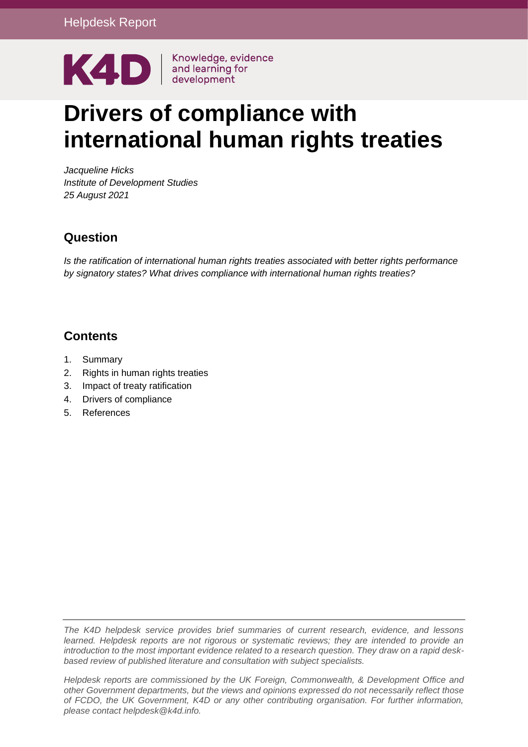Helpdesk Report

K4D | Knowledge, evidence and learning for development

# Drivers of compliance with international human rights treaties

*Jacqueline Hicks*
*Institute of Development Studies*
*25 August 2021*

## Question

*Is the ratification of international human rights treaties associated with better rights performance by signatory states? What drives compliance with international human rights treaties?*

## Contents

1. Summary
2. Rights in human rights treaties
3. Impact of treaty ratification
4. Drivers of compliance
5. References

*The K4D helpdesk service provides brief summaries of current research, evidence, and lessons learned. Helpdesk reports are not rigorous or systematic reviews; they are intended to provide an introduction to the most important evidence related to a research question. They draw on a rapid desk-based review of published literature and consultation with subject specialists.*

*Helpdesk reports are commissioned by the UK Foreign, Commonwealth, & Development Office and other Government departments, but the views and opinions expressed do not necessarily reflect those of FCDO, the UK Government, K4D or any other contributing organisation. For further information, please contact helpdesk@k4d.info.*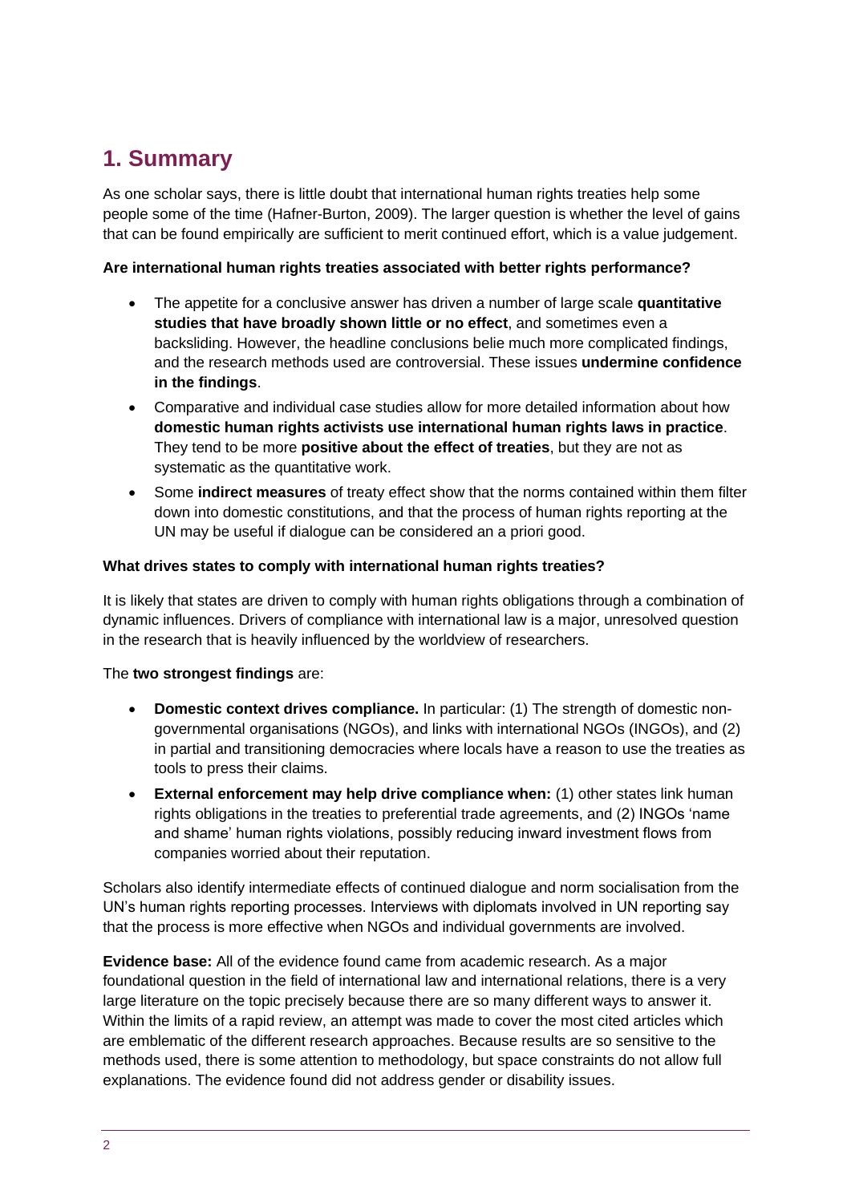# 1. Summary

As one scholar says, there is little doubt that international human rights treaties help some people some of the time (Hafner-Burton, 2009). The larger question is whether the level of gains that can be found empirically are sufficient to merit continued effort, which is a value judgement.

**Are international human rights treaties associated with better rights performance?**

- The appetite for a conclusive answer has driven a number of large scale **quantitative studies that have broadly shown little or no effect**, and sometimes even a backsliding. However, the headline conclusions belie much more complicated findings, and the research methods used are controversial. These issues **undermine confidence in the findings**.
- Comparative and individual case studies allow for more detailed information about how **domestic human rights activists use international human rights laws in practice**. They tend to be more **positive about the effect of treaties**, but they are not as systematic as the quantitative work.
- Some **indirect measures** of treaty effect show that the norms contained within them filter down into domestic constitutions, and that the process of human rights reporting at the UN may be useful if dialogue can be considered an a priori good.

**What drives states to comply with international human rights treaties?**

It is likely that states are driven to comply with human rights obligations through a combination of dynamic influences. Drivers of compliance with international law is a major, unresolved question in the research that is heavily influenced by the worldview of researchers.

The **two strongest findings** are:

- **Domestic context drives compliance.** In particular: (1) The strength of domestic non-governmental organisations (NGOs), and links with international NGOs (INGOs), and (2) in partial and transitioning democracies where locals have a reason to use the treaties as tools to press their claims.
- **External enforcement may help drive compliance when:** (1) other states link human rights obligations in the treaties to preferential trade agreements, and (2) INGOs 'name and shame' human rights violations, possibly reducing inward investment flows from companies worried about their reputation.

Scholars also identify intermediate effects of continued dialogue and norm socialisation from the UN's human rights reporting processes. Interviews with diplomats involved in UN reporting say that the process is more effective when NGOs and individual governments are involved.

**Evidence base:** All of the evidence found came from academic research. As a major foundational question in the field of international law and international relations, there is a very large literature on the topic precisely because there are so many different ways to answer it. Within the limits of a rapid review, an attempt was made to cover the most cited articles which are emblematic of the different research approaches. Because results are so sensitive to the methods used, there is some attention to methodology, but space constraints do not allow full explanations. The evidence found did not address gender or disability issues.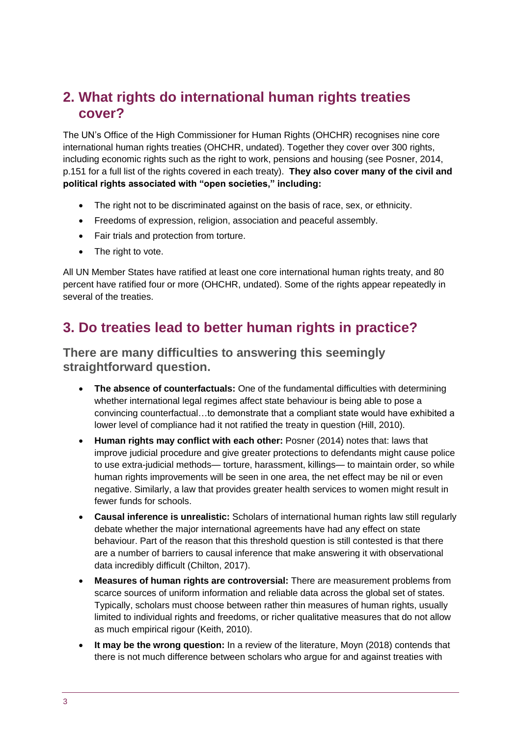## 2. What rights do international human rights treaties cover?

The UN's Office of the High Commissioner for Human Rights (OHCHR) recognises nine core international human rights treaties (OHCHR, undated). Together they cover over 300 rights, including economic rights such as the right to work, pensions and housing (see Posner, 2014, p.151 for a full list of the rights covered in each treaty). **They also cover many of the civil and political rights associated with "open societies," including:**

- The right not to be discriminated against on the basis of race, sex, or ethnicity.
- Freedoms of expression, religion, association and peaceful assembly.
- Fair trials and protection from torture.
- The right to vote.

All UN Member States have ratified at least one core international human rights treaty, and 80 percent have ratified four or more (OHCHR, undated). Some of the rights appear repeatedly in several of the treaties.

## 3. Do treaties lead to better human rights in practice?

### There are many difficulties to answering this seemingly straightforward question.

- **The absence of counterfactuals:** One of the fundamental difficulties with determining whether international legal regimes affect state behaviour is being able to pose a convincing counterfactual…to demonstrate that a compliant state would have exhibited a lower level of compliance had it not ratified the treaty in question (Hill, 2010).
- **Human rights may conflict with each other:** Posner (2014) notes that: laws that improve judicial procedure and give greater protections to defendants might cause police to use extra-judicial methods— torture, harassment, killings— to maintain order, so while human rights improvements will be seen in one area, the net effect may be nil or even negative. Similarly, a law that provides greater health services to women might result in fewer funds for schools.
- **Causal inference is unrealistic:** Scholars of international human rights law still regularly debate whether the major international agreements have had any effect on state behaviour. Part of the reason that this threshold question is still contested is that there are a number of barriers to causal inference that make answering it with observational data incredibly difficult (Chilton, 2017).
- **Measures of human rights are controversial:** There are measurement problems from scarce sources of uniform information and reliable data across the global set of states. Typically, scholars must choose between rather thin measures of human rights, usually limited to individual rights and freedoms, or richer qualitative measures that do not allow as much empirical rigour (Keith, 2010).
- **It may be the wrong question:** In a review of the literature, Moyn (2018) contends that there is not much difference between scholars who argue for and against treaties with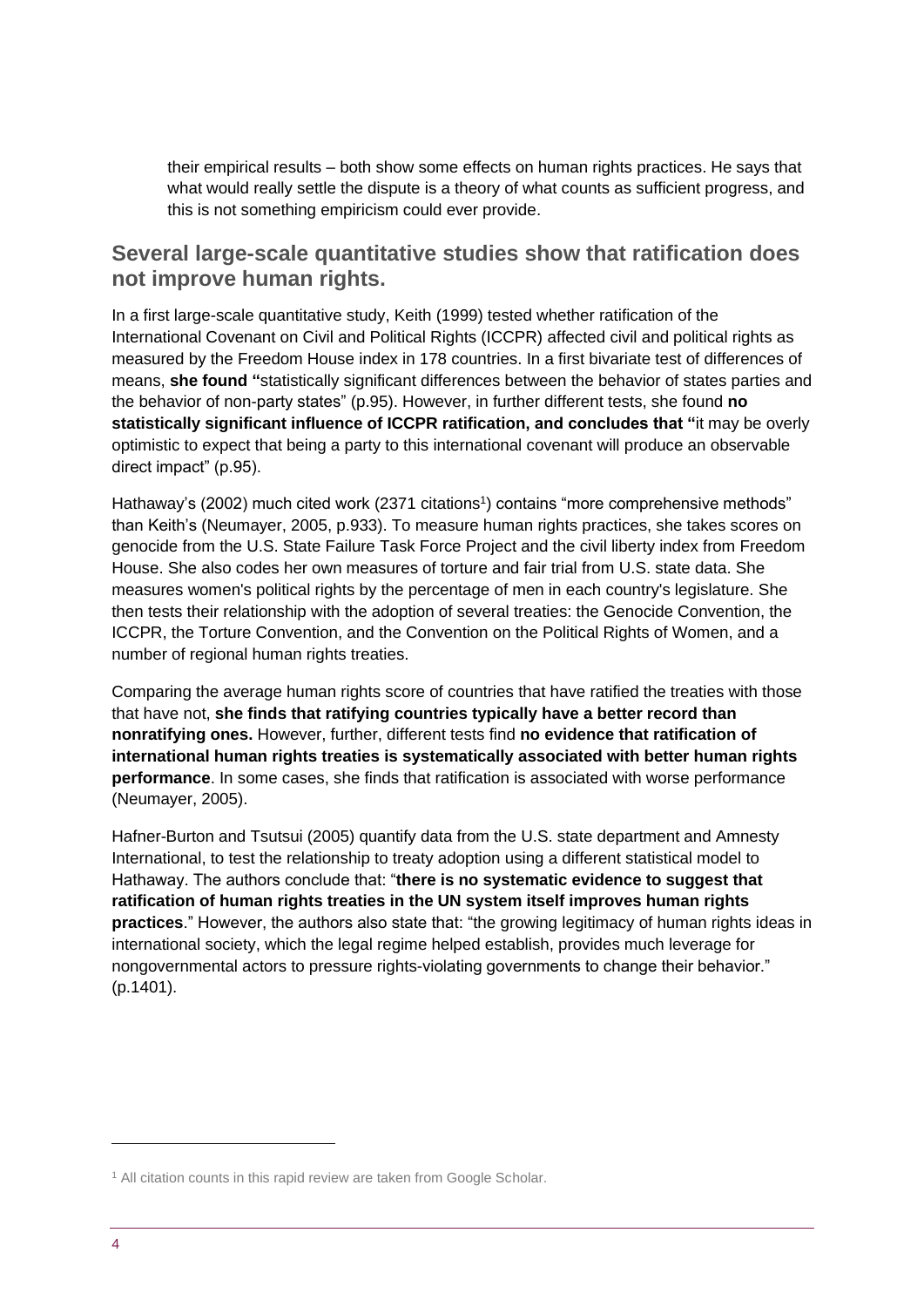their empirical results – both show some effects on human rights practices. He says that what would really settle the dispute is a theory of what counts as sufficient progress, and this is not something empiricism could ever provide.

## Several large-scale quantitative studies show that ratification does not improve human rights.

In a first large-scale quantitative study, Keith (1999) tested whether ratification of the International Covenant on Civil and Political Rights (ICCPR) affected civil and political rights as measured by the Freedom House index in 178 countries. In a first bivariate test of differences of means, **she found "**statistically significant differences between the behavior of states parties and the behavior of non-party states" (p.95). However, in further different tests, she found **no statistically significant influence of ICCPR ratification, and concludes that "**it may be overly optimistic to expect that being a party to this international covenant will produce an observable direct impact" (p.95).

Hathaway's (2002) much cited work (2371 citations[1]) contains "more comprehensive methods" than Keith's (Neumayer, 2005, p.933). To measure human rights practices, she takes scores on genocide from the U.S. State Failure Task Force Project and the civil liberty index from Freedom House. She also codes her own measures of torture and fair trial from U.S. state data. She measures women's political rights by the percentage of men in each country's legislature. She then tests their relationship with the adoption of several treaties: the Genocide Convention, the ICCPR, the Torture Convention, and the Convention on the Political Rights of Women, and a number of regional human rights treaties.

Comparing the average human rights score of countries that have ratified the treaties with those that have not, **she finds that ratifying countries typically have a better record than nonratifying ones.** However, further, different tests find **no evidence that ratification of international human rights treaties is systematically associated with better human rights performance**. In some cases, she finds that ratification is associated with worse performance (Neumayer, 2005).

Hafner-Burton and Tsutsui (2005) quantify data from the U.S. state department and Amnesty International, to test the relationship to treaty adoption using a different statistical model to Hathaway. The authors conclude that: "**there is no systematic evidence to suggest that ratification of human rights treaties in the UN system itself improves human rights practices**." However, the authors also state that: "the growing legitimacy of human rights ideas in international society, which the legal regime helped establish, provides much leverage for nongovernmental actors to pressure rights-violating governments to change their behavior." (p.1401).

[1] All citation counts in this rapid review are taken from Google Scholar.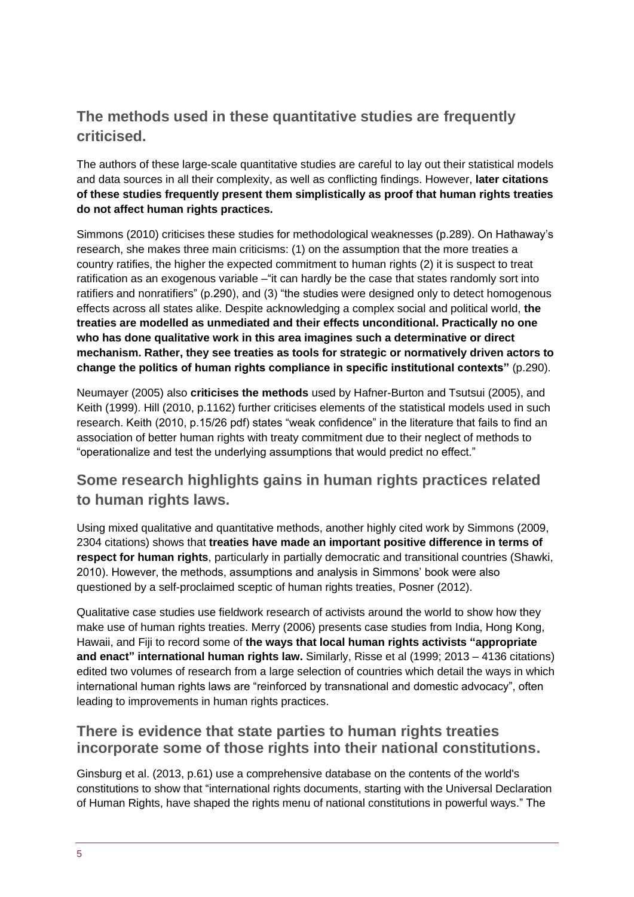## The methods used in these quantitative studies are frequently criticised.

The authors of these large-scale quantitative studies are careful to lay out their statistical models and data sources in all their complexity, as well as conflicting findings. However, **later citations of these studies frequently present them simplistically as proof that human rights treaties do not affect human rights practices.**

Simmons (2010) criticises these studies for methodological weaknesses (p.289). On Hathaway's research, she makes three main criticisms: (1) on the assumption that the more treaties a country ratifies, the higher the expected commitment to human rights (2) it is suspect to treat ratification as an exogenous variable –"it can hardly be the case that states randomly sort into ratifiers and nonratifiers" (p.290), and (3) "the studies were designed only to detect homogenous effects across all states alike. Despite acknowledging a complex social and political world, **the treaties are modelled as unmediated and their effects unconditional. Practically no one who has done qualitative work in this area imagines such a determinative or direct mechanism. Rather, they see treaties as tools for strategic or normatively driven actors to change the politics of human rights compliance in specific institutional contexts"** (p.290).

Neumayer (2005) also **criticises the methods** used by Hafner-Burton and Tsutsui (2005), and Keith (1999). Hill (2010, p.1162) further criticises elements of the statistical models used in such research. Keith (2010, p.15/26 pdf) states "weak confidence" in the literature that fails to find an association of better human rights with treaty commitment due to their neglect of methods to "operationalize and test the underlying assumptions that would predict no effect."

## Some research highlights gains in human rights practices related to human rights laws.

Using mixed qualitative and quantitative methods, another highly cited work by Simmons (2009, 2304 citations) shows that **treaties have made an important positive difference in terms of respect for human rights**, particularly in partially democratic and transitional countries (Shawki, 2010). However, the methods, assumptions and analysis in Simmons' book were also questioned by a self-proclaimed sceptic of human rights treaties, Posner (2012).

Qualitative case studies use fieldwork research of activists around the world to show how they make use of human rights treaties. Merry (2006) presents case studies from India, Hong Kong, Hawaii, and Fiji to record some of **the ways that local human rights activists "appropriate and enact" international human rights law.** Similarly, Risse et al (1999; 2013 – 4136 citations) edited two volumes of research from a large selection of countries which detail the ways in which international human rights laws are "reinforced by transnational and domestic advocacy", often leading to improvements in human rights practices.

## There is evidence that state parties to human rights treaties incorporate some of those rights into their national constitutions.

Ginsburg et al. (2013, p.61) use a comprehensive database on the contents of the world's constitutions to show that "international rights documents, starting with the Universal Declaration of Human Rights, have shaped the rights menu of national constitutions in powerful ways." The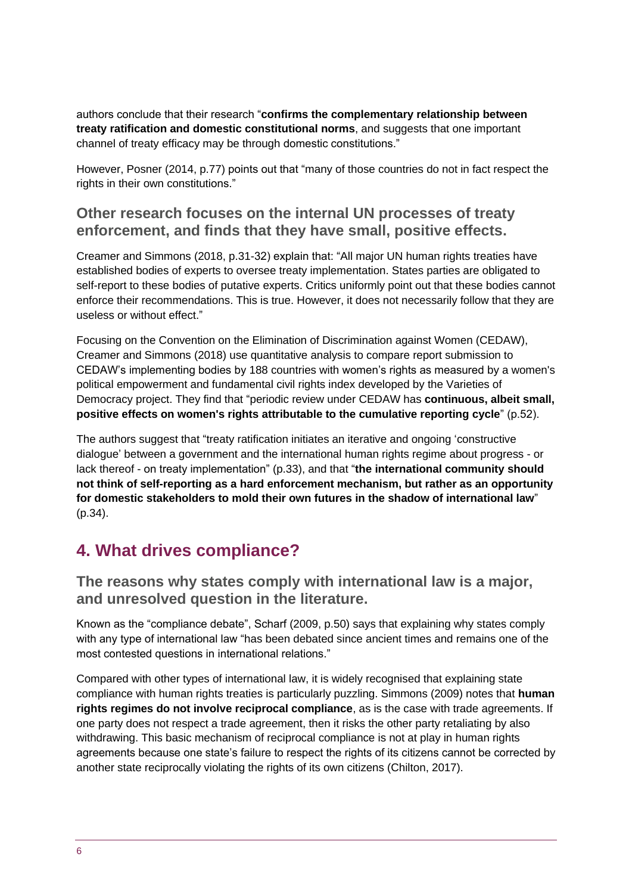authors conclude that their research "**confirms the complementary relationship between treaty ratification and domestic constitutional norms**, and suggests that one important channel of treaty efficacy may be through domestic constitutions."

However, Posner (2014, p.77) points out that "many of those countries do not in fact respect the rights in their own constitutions."

### Other research focuses on the internal UN processes of treaty enforcement, and finds that they have small, positive effects.

Creamer and Simmons (2018, p.31-32) explain that: "All major UN human rights treaties have established bodies of experts to oversee treaty implementation. States parties are obligated to self-report to these bodies of putative experts. Critics uniformly point out that these bodies cannot enforce their recommendations. This is true. However, it does not necessarily follow that they are useless or without effect."

Focusing on the Convention on the Elimination of Discrimination against Women (CEDAW), Creamer and Simmons (2018) use quantitative analysis to compare report submission to CEDAW's implementing bodies by 188 countries with women's rights as measured by a women's political empowerment and fundamental civil rights index developed by the Varieties of Democracy project. They find that "periodic review under CEDAW has **continuous, albeit small, positive effects on women's rights attributable to the cumulative reporting cycle**" (p.52).

The authors suggest that "treaty ratification initiates an iterative and ongoing 'constructive dialogue' between a government and the international human rights regime about progress - or lack thereof - on treaty implementation" (p.33), and that "**the international community should not think of self-reporting as a hard enforcement mechanism, but rather as an opportunity for domestic stakeholders to mold their own futures in the shadow of international law**" (p.34).

## 4. What drives compliance?

### The reasons why states comply with international law is a major, and unresolved question in the literature.

Known as the "compliance debate", Scharf (2009, p.50) says that explaining why states comply with any type of international law "has been debated since ancient times and remains one of the most contested questions in international relations."

Compared with other types of international law, it is widely recognised that explaining state compliance with human rights treaties is particularly puzzling. Simmons (2009) notes that **human rights regimes do not involve reciprocal compliance**, as is the case with trade agreements. If one party does not respect a trade agreement, then it risks the other party retaliating by also withdrawing. This basic mechanism of reciprocal compliance is not at play in human rights agreements because one state's failure to respect the rights of its citizens cannot be corrected by another state reciprocally violating the rights of its own citizens (Chilton, 2017).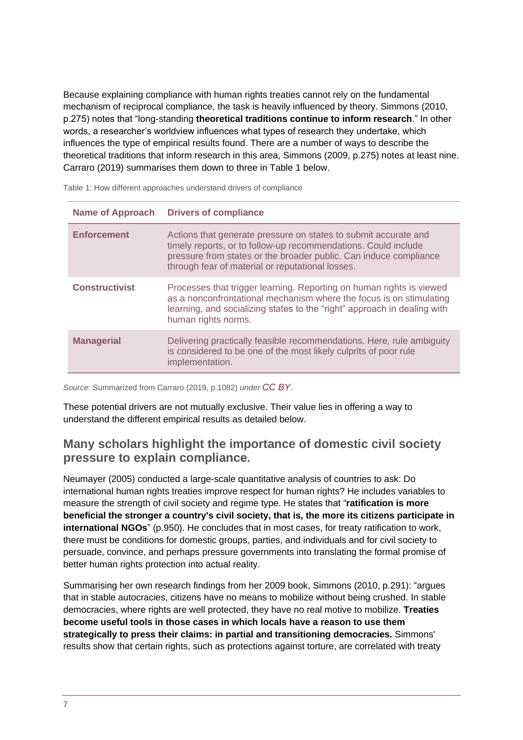Because explaining compliance with human rights treaties cannot rely on the fundamental mechanism of reciprocal compliance, the task is heavily influenced by theory. Simmons (2010, p.275) notes that "long-standing **theoretical traditions continue to inform research**." In other words, a researcher's worldview influences what types of research they undertake, which influences the type of empirical results found. There are a number of ways to describe the theoretical traditions that inform research in this area, Simmons (2009, p.275) notes at least nine. Carraro (2019) summarises them down to three in Table 1 below.

Table 1: How different approaches understand drivers of compliance

| Name of Approach | Drivers of compliance |
| --- | --- |
| **Enforcement** | Actions that generate pressure on states to submit accurate and timely reports, or to follow-up recommendations. Could include pressure from states or the broader public. Can induce compliance through fear of material or reputational losses. |
| **Constructivist** | Processes that trigger learning. Reporting on human rights is viewed as a nonconfrontational mechanism where the focus is on stimulating learning, and socializing states to the "right" approach in dealing with human rights norms. |
| **Managerial** | Delivering practically feasible recommendations. Here, rule ambiguity is considered to be one of the most likely culprits of poor rule implementation. |

*Source*: Summarized from Carraro (2019, p.1082) *under* CC BY.

These potential drivers are not mutually exclusive. Their value lies in offering a way to understand the different empirical results as detailed below.

## Many scholars highlight the importance of domestic civil society pressure to explain compliance.

Neumayer (2005) conducted a large-scale quantitative analysis of countries to ask: Do international human rights treaties improve respect for human rights? He includes variables to measure the strength of civil society and regime type. He states that "**ratification is more beneficial the stronger a country's civil society, that is, the more its citizens participate in international NGOs**" (p.950). He concludes that in most cases, for treaty ratification to work, there must be conditions for domestic groups, parties, and individuals and for civil society to persuade, convince, and perhaps pressure governments into translating the formal promise of better human rights protection into actual reality.

Summarising her own research findings from her 2009 book, Simmons (2010, p.291): "argues that in stable autocracies, citizens have no means to mobilize without being crushed. In stable democracies, where rights are well protected, they have no real motive to mobilize. **Treaties become useful tools in those cases in which locals have a reason to use them strategically to press their claims: in partial and transitioning democracies.** Simmons' results show that certain rights, such as protections against torture, are correlated with treaty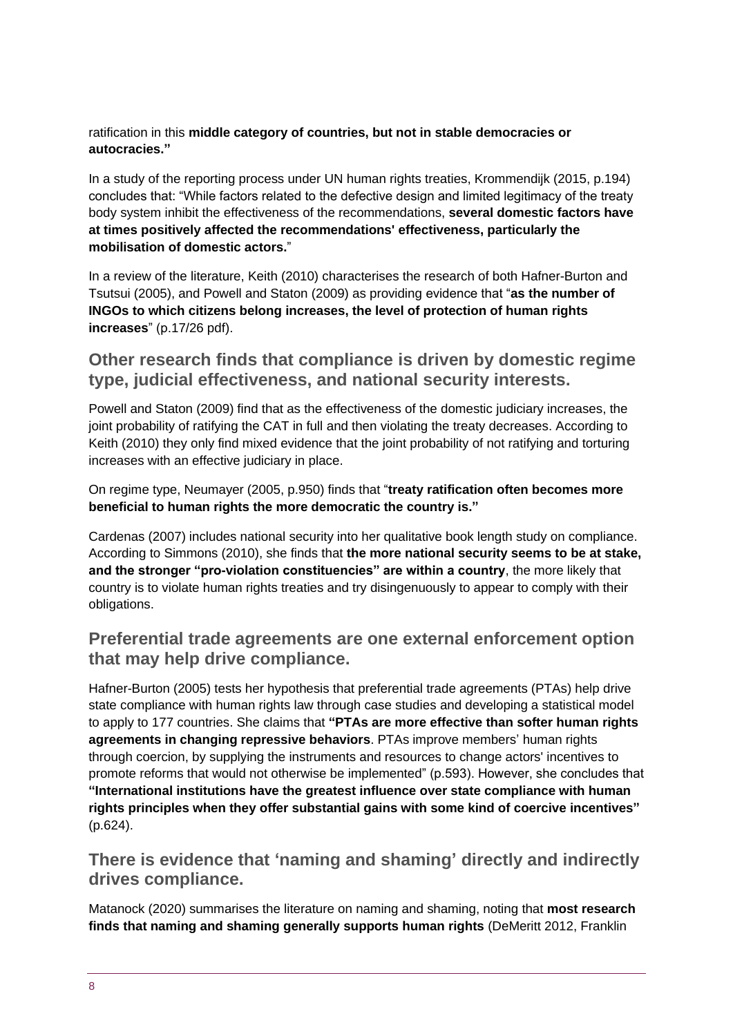ratification in this **middle category of countries, but not in stable democracies or autocracies."**

In a study of the reporting process under UN human rights treaties, Krommendijk (2015, p.194) concludes that: "While factors related to the defective design and limited legitimacy of the treaty body system inhibit the effectiveness of the recommendations, **several domestic factors have at times positively affected the recommendations' effectiveness, particularly the mobilisation of domestic actors.**"

In a review of the literature, Keith (2010) characterises the research of both Hafner-Burton and Tsutsui (2005), and Powell and Staton (2009) as providing evidence that "**as the number of INGOs to which citizens belong increases, the level of protection of human rights increases**" (p.17/26 pdf).

## Other research finds that compliance is driven by domestic regime type, judicial effectiveness, and national security interests.

Powell and Staton (2009) find that as the effectiveness of the domestic judiciary increases, the joint probability of ratifying the CAT in full and then violating the treaty decreases. According to Keith (2010) they only find mixed evidence that the joint probability of not ratifying and torturing increases with an effective judiciary in place.

On regime type, Neumayer (2005, p.950) finds that "**treaty ratification often becomes more beneficial to human rights the more democratic the country is."**

Cardenas (2007) includes national security into her qualitative book length study on compliance. According to Simmons (2010), she finds that **the more national security seems to be at stake, and the stronger "pro-violation constituencies" are within a country**, the more likely that country is to violate human rights treaties and try disingenuously to appear to comply with their obligations.

## Preferential trade agreements are one external enforcement option that may help drive compliance.

Hafner-Burton (2005) tests her hypothesis that preferential trade agreements (PTAs) help drive state compliance with human rights law through case studies and developing a statistical model to apply to 177 countries. She claims that **"PTAs are more effective than softer human rights agreements in changing repressive behaviors**. PTAs improve members' human rights through coercion, by supplying the instruments and resources to change actors' incentives to promote reforms that would not otherwise be implemented" (p.593). However, she concludes that **"International institutions have the greatest influence over state compliance with human rights principles when they offer substantial gains with some kind of coercive incentives"** (p.624).

## There is evidence that 'naming and shaming' directly and indirectly drives compliance.

Matanock (2020) summarises the literature on naming and shaming, noting that **most research finds that naming and shaming generally supports human rights** (DeMeritt 2012, Franklin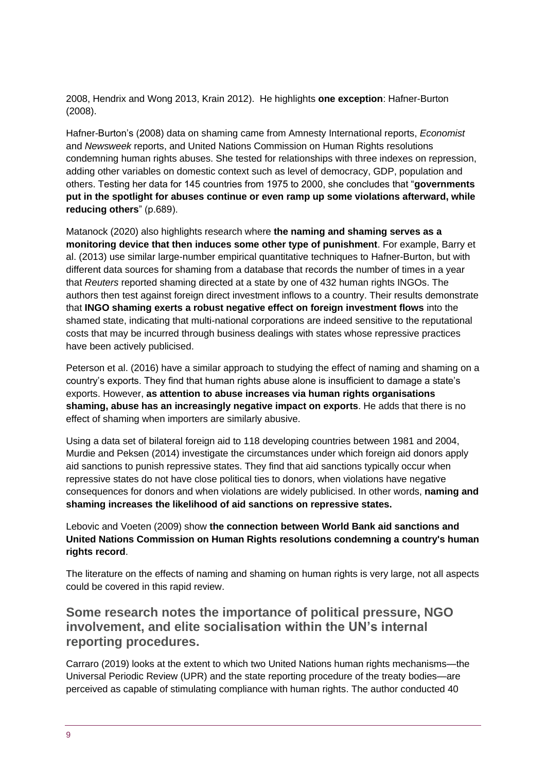2008, Hendrix and Wong 2013, Krain 2012). He highlights **one exception**: Hafner-Burton (2008).

Hafner-Burton's (2008) data on shaming came from Amnesty International reports, *Economist* and *Newsweek* reports, and United Nations Commission on Human Rights resolutions condemning human rights abuses. She tested for relationships with three indexes on repression, adding other variables on domestic context such as level of democracy, GDP, population and others. Testing her data for 145 countries from 1975 to 2000, she concludes that "**governments put in the spotlight for abuses continue or even ramp up some violations afterward, while reducing others**" (p.689).

Matanock (2020) also highlights research where **the naming and shaming serves as a monitoring device that then induces some other type of punishment**. For example, Barry et al. (2013) use similar large-number empirical quantitative techniques to Hafner-Burton, but with different data sources for shaming from a database that records the number of times in a year that *Reuters* reported shaming directed at a state by one of 432 human rights INGOs. The authors then test against foreign direct investment inflows to a country. Their results demonstrate that **INGO shaming exerts a robust negative effect on foreign investment flows** into the shamed state, indicating that multi-national corporations are indeed sensitive to the reputational costs that may be incurred through business dealings with states whose repressive practices have been actively publicised.

Peterson et al. (2016) have a similar approach to studying the effect of naming and shaming on a country's exports. They find that human rights abuse alone is insufficient to damage a state's exports. However, **as attention to abuse increases via human rights organisations shaming, abuse has an increasingly negative impact on exports**. He adds that there is no effect of shaming when importers are similarly abusive.

Using a data set of bilateral foreign aid to 118 developing countries between 1981 and 2004, Murdie and Peksen (2014) investigate the circumstances under which foreign aid donors apply aid sanctions to punish repressive states. They find that aid sanctions typically occur when repressive states do not have close political ties to donors, when violations have negative consequences for donors and when violations are widely publicised. In other words, **naming and shaming increases the likelihood of aid sanctions on repressive states.**

Lebovic and Voeten (2009) show **the connection between World Bank aid sanctions and United Nations Commission on Human Rights resolutions condemning a country's human rights record**.

The literature on the effects of naming and shaming on human rights is very large, not all aspects could be covered in this rapid review.

## Some research notes the importance of political pressure, NGO involvement, and elite socialisation within the UN's internal reporting procedures.

Carraro (2019) looks at the extent to which two United Nations human rights mechanisms—the Universal Periodic Review (UPR) and the state reporting procedure of the treaty bodies—are perceived as capable of stimulating compliance with human rights. The author conducted 40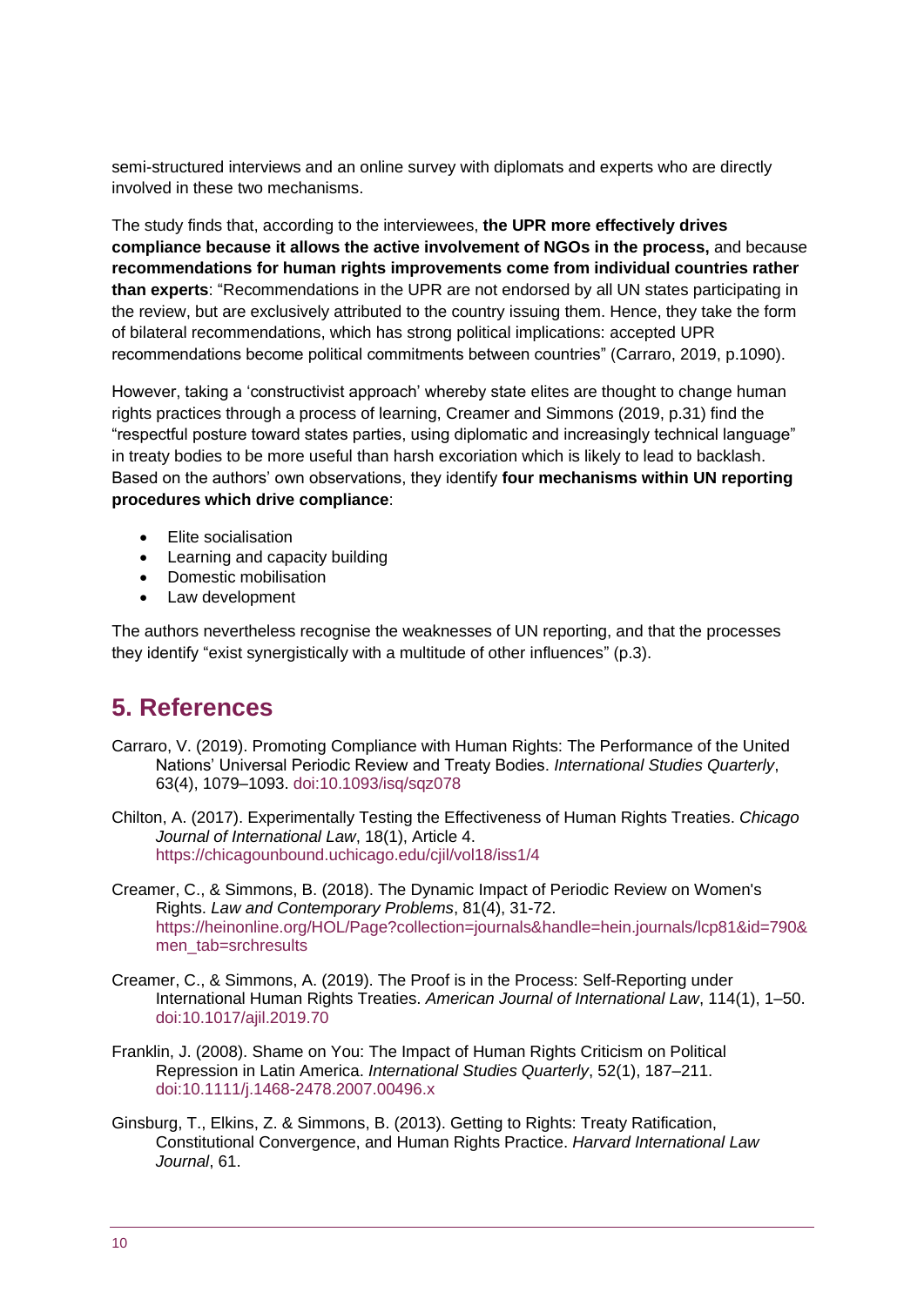semi-structured interviews and an online survey with diplomats and experts who are directly involved in these two mechanisms.

The study finds that, according to the interviewees, **the UPR more effectively drives compliance because it allows the active involvement of NGOs in the process,** and because **recommendations for human rights improvements come from individual countries rather than experts**: "Recommendations in the UPR are not endorsed by all UN states participating in the review, but are exclusively attributed to the country issuing them. Hence, they take the form of bilateral recommendations, which has strong political implications: accepted UPR recommendations become political commitments between countries" (Carraro, 2019, p.1090).

However, taking a 'constructivist approach' whereby state elites are thought to change human rights practices through a process of learning, Creamer and Simmons (2019, p.31) find the "respectful posture toward states parties, using diplomatic and increasingly technical language" in treaty bodies to be more useful than harsh excoriation which is likely to lead to backlash. Based on the authors' own observations, they identify **four mechanisms within UN reporting procedures which drive compliance**:

- Elite socialisation
- Learning and capacity building
- Domestic mobilisation
- Law development

The authors nevertheless recognise the weaknesses of UN reporting, and that the processes they identify "exist synergistically with a multitude of other influences" (p.3).

## 5. References

Carraro, V. (2019). Promoting Compliance with Human Rights: The Performance of the United Nations' Universal Periodic Review and Treaty Bodies. *International Studies Quarterly*, 63(4), 1079–1093. doi:10.1093/isq/sqz078

Chilton, A. (2017). Experimentally Testing the Effectiveness of Human Rights Treaties. *Chicago Journal of International Law*, 18(1), Article 4. https://chicagounbound.uchicago.edu/cjil/vol18/iss1/4

Creamer, C., & Simmons, B. (2018). The Dynamic Impact of Periodic Review on Women's Rights. *Law and Contemporary Problems*, 81(4), 31-72. https://heinonline.org/HOL/Page?collection=journals&handle=hein.journals/lcp81&id=790&men_tab=srchresults

Creamer, C., & Simmons, A. (2019). The Proof is in the Process: Self-Reporting under International Human Rights Treaties. *American Journal of International Law*, 114(1), 1–50. doi:10.1017/ajil.2019.70

Franklin, J. (2008). Shame on You: The Impact of Human Rights Criticism on Political Repression in Latin America. *International Studies Quarterly*, 52(1), 187–211. doi:10.1111/j.1468-2478.2007.00496.x

Ginsburg, T., Elkins, Z. & Simmons, B. (2013). Getting to Rights: Treaty Ratification, Constitutional Convergence, and Human Rights Practice. *Harvard International Law Journal*, 61.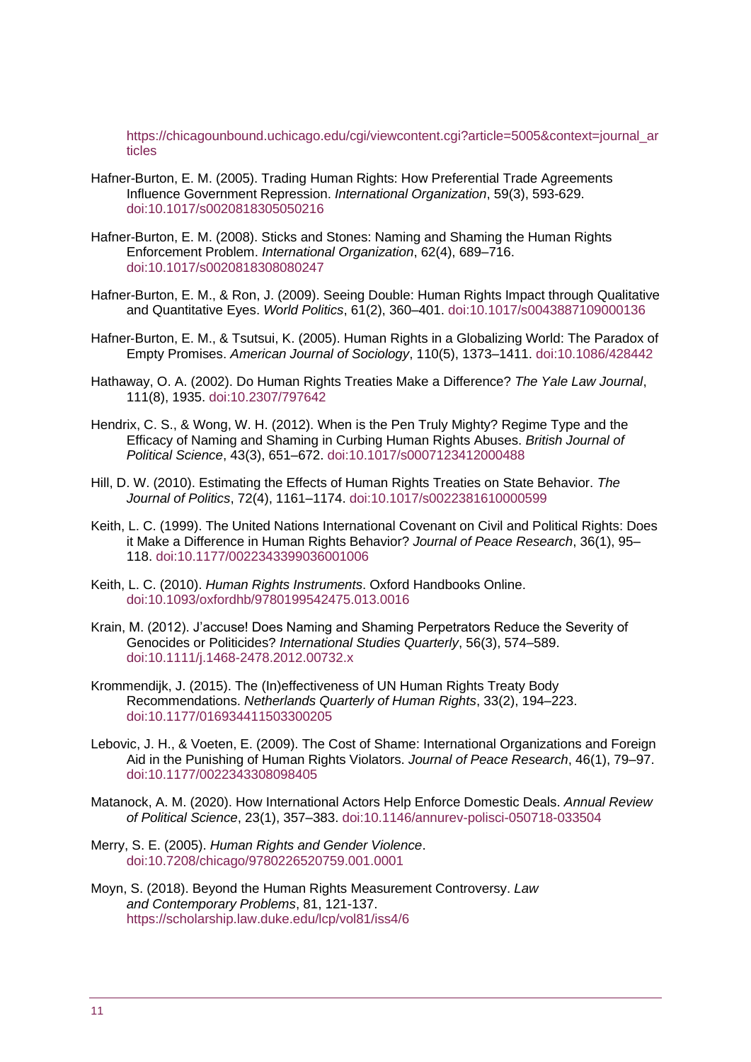https://chicagounbound.uchicago.edu/cgi/viewcontent.cgi?article=5005&context=journal_articles

Hafner-Burton, E. M. (2005). Trading Human Rights: How Preferential Trade Agreements Influence Government Repression. *International Organization*, 59(3), 593-629. doi:10.1017/s0020818305050216

Hafner-Burton, E. M. (2008). Sticks and Stones: Naming and Shaming the Human Rights Enforcement Problem. *International Organization*, 62(4), 689–716. doi:10.1017/s0020818308080247

Hafner-Burton, E. M., & Ron, J. (2009). Seeing Double: Human Rights Impact through Qualitative and Quantitative Eyes. *World Politics*, 61(2), 360–401. doi:10.1017/s0043887109000136

Hafner-Burton, E. M., & Tsutsui, K. (2005). Human Rights in a Globalizing World: The Paradox of Empty Promises. *American Journal of Sociology*, 110(5), 1373–1411. doi:10.1086/428442

Hathaway, O. A. (2002). Do Human Rights Treaties Make a Difference? *The Yale Law Journal*, 111(8), 1935. doi:10.2307/797642

Hendrix, C. S., & Wong, W. H. (2012). When is the Pen Truly Mighty? Regime Type and the Efficacy of Naming and Shaming in Curbing Human Rights Abuses. *British Journal of Political Science*, 43(3), 651–672. doi:10.1017/s0007123412000488

Hill, D. W. (2010). Estimating the Effects of Human Rights Treaties on State Behavior. *The Journal of Politics*, 72(4), 1161–1174. doi:10.1017/s0022381610000599

Keith, L. C. (1999). The United Nations International Covenant on Civil and Political Rights: Does it Make a Difference in Human Rights Behavior? *Journal of Peace Research*, 36(1), 95–118. doi:10.1177/0022343399036001006

Keith, L. C. (2010). *Human Rights Instruments*. Oxford Handbooks Online. doi:10.1093/oxfordhb/9780199542475.013.0016

Krain, M. (2012). J'accuse! Does Naming and Shaming Perpetrators Reduce the Severity of Genocides or Politicides? *International Studies Quarterly*, 56(3), 574–589. doi:10.1111/j.1468-2478.2012.00732.x

Krommendijk, J. (2015). The (In)effectiveness of UN Human Rights Treaty Body Recommendations. *Netherlands Quarterly of Human Rights*, 33(2), 194–223. doi:10.1177/016934411503300205

Lebovic, J. H., & Voeten, E. (2009). The Cost of Shame: International Organizations and Foreign Aid in the Punishing of Human Rights Violators. *Journal of Peace Research*, 46(1), 79–97. doi:10.1177/0022343308098405

Matanock, A. M. (2020). How International Actors Help Enforce Domestic Deals. *Annual Review of Political Science*, 23(1), 357–383. doi:10.1146/annurev-polisci-050718-033504

Merry, S. E. (2005). *Human Rights and Gender Violence*. doi:10.7208/chicago/9780226520759.001.0001

Moyn, S. (2018). Beyond the Human Rights Measurement Controversy. *Law and Contemporary Problems*, 81, 121-137. https://scholarship.law.duke.edu/lcp/vol81/iss4/6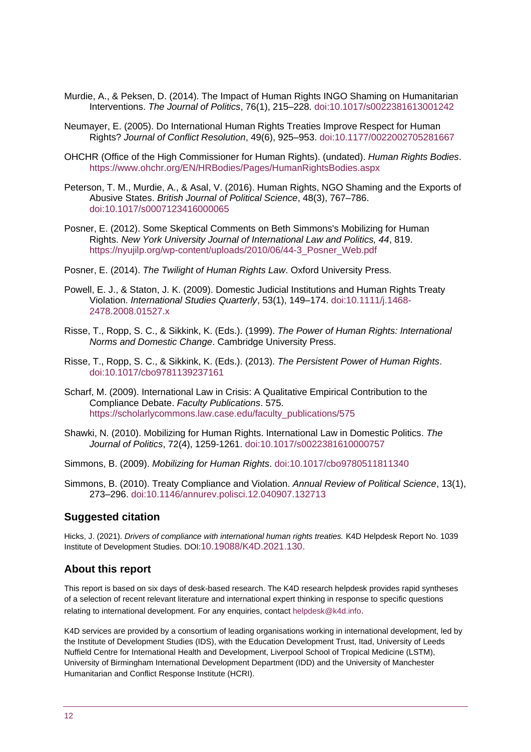Murdie, A., & Peksen, D. (2014). The Impact of Human Rights INGO Shaming on Humanitarian Interventions. *The Journal of Politics*, 76(1), 215–228. doi:10.1017/s0022381613001242

Neumayer, E. (2005). Do International Human Rights Treaties Improve Respect for Human Rights? *Journal of Conflict Resolution*, 49(6), 925–953. doi:10.1177/0022002705281667

OHCHR (Office of the High Commissioner for Human Rights). (undated). *Human Rights Bodies*. https://www.ohchr.org/EN/HRBodies/Pages/HumanRightsBodies.aspx

Peterson, T. M., Murdie, A., & Asal, V. (2016). Human Rights, NGO Shaming and the Exports of Abusive States. *British Journal of Political Science*, 48(3), 767–786. doi:10.1017/s0007123416000065

Posner, E. (2012). Some Skeptical Comments on Beth Simmons's Mobilizing for Human Rights. *New York University Journal of International Law and Politics, 44*, 819. https://nyujilp.org/wp-content/uploads/2010/06/44-3_Posner_Web.pdf

Posner, E. (2014). *The Twilight of Human Rights Law*. Oxford University Press.

Powell, E. J., & Staton, J. K. (2009). Domestic Judicial Institutions and Human Rights Treaty Violation. *International Studies Quarterly*, 53(1), 149–174. doi:10.1111/j.1468-2478.2008.01527.x

Risse, T., Ropp, S. C., & Sikkink, K. (Eds.). (1999). *The Power of Human Rights: International Norms and Domestic Change*. Cambridge University Press.

Risse, T., Ropp, S. C., & Sikkink, K. (Eds.). (2013). *The Persistent Power of Human Rights*. doi:10.1017/cbo9781139237161

Scharf, M. (2009). International Law in Crisis: A Qualitative Empirical Contribution to the Compliance Debate. *Faculty Publications*. 575. https://scholarlycommons.law.case.edu/faculty_publications/575

Shawki, N. (2010). Mobilizing for Human Rights. International Law in Domestic Politics. *The Journal of Politics*, 72(4), 1259-1261. doi:10.1017/s0022381610000757

Simmons, B. (2009). *Mobilizing for Human Rights*. doi:10.1017/cbo9780511811340

Simmons, B. (2010). Treaty Compliance and Violation. *Annual Review of Political Science*, 13(1), 273–296. doi:10.1146/annurev.polisci.12.040907.132713

## Suggested citation

Hicks, J. (2021). *Drivers of compliance with international human rights treaties.* K4D Helpdesk Report No. 1039 Institute of Development Studies. DOI:10.19088/K4D.2021.130.

## About this report

This report is based on six days of desk-based research. The K4D research helpdesk provides rapid syntheses of a selection of recent relevant literature and international expert thinking in response to specific questions relating to international development. For any enquiries, contact helpdesk@k4d.info.

K4D services are provided by a consortium of leading organisations working in international development, led by the Institute of Development Studies (IDS), with the Education Development Trust, Itad, University of Leeds Nuffield Centre for International Health and Development, Liverpool School of Tropical Medicine (LSTM), University of Birmingham International Development Department (IDD) and the University of Manchester Humanitarian and Conflict Response Institute (HCRI).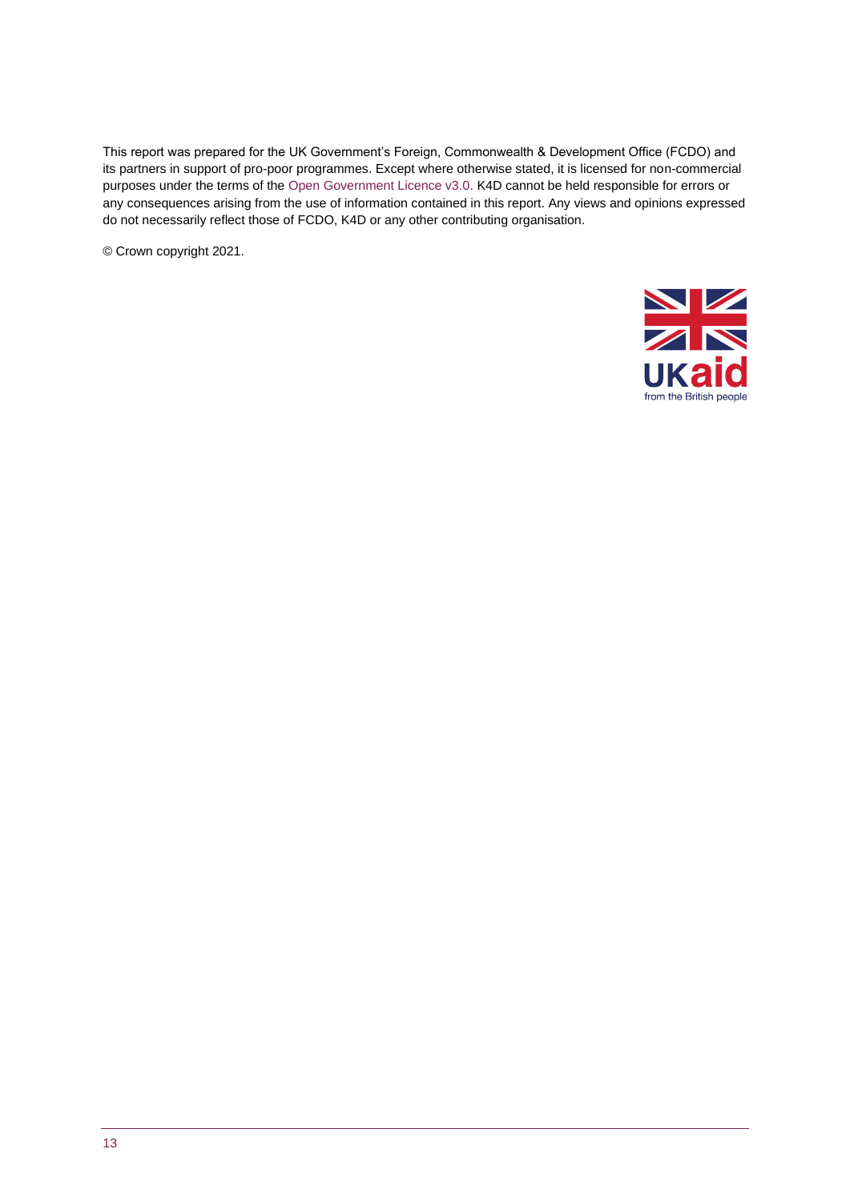This report was prepared for the UK Government's Foreign, Commonwealth & Development Office (FCDO) and its partners in support of pro-poor programmes. Except where otherwise stated, it is licensed for non-commercial purposes under the terms of the Open Government Licence v3.0. K4D cannot be held responsible for errors or any consequences arising from the use of information contained in this report. Any views and opinions expressed do not necessarily reflect those of FCDO, K4D or any other contributing organisation.

© Crown copyright 2021.

UKaid
from the British people